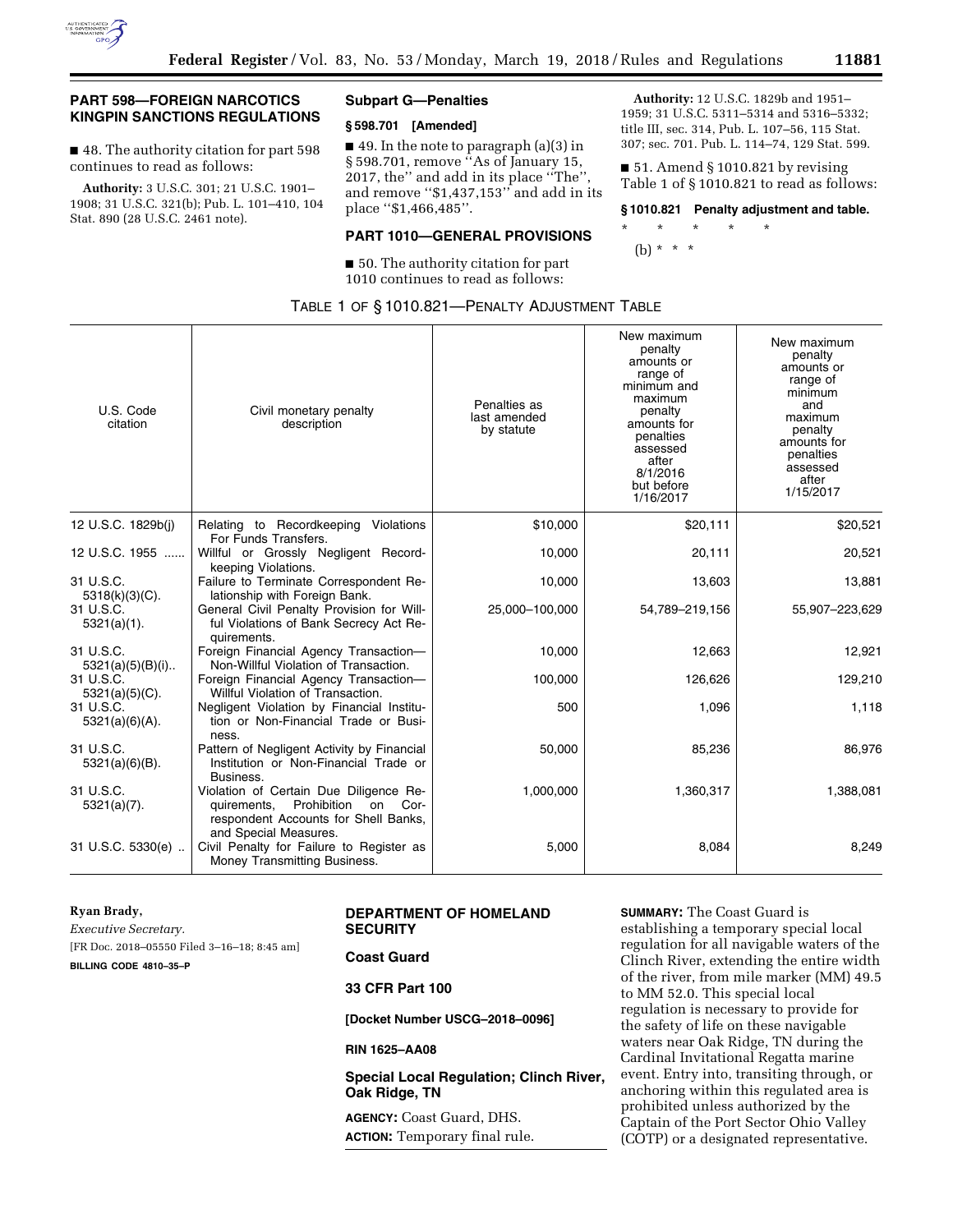## PART 598—FOREIGN NARCOTICS KINGPIN SANCTIONS REGULATIONS

■ 48. The authority citation for part 598 continues to read as follows:

**Authority:** 3 U.S.C. 301; 21 U.S.C. 1901–1908; 31 U.S.C. 321(b); Pub. L. 101–410, 104 Stat. 890 (28 U.S.C. 2461 note).

### Subpart G—Penalties

### § 598.701 [Amended]

■ 49. In the note to paragraph (a)(3) in § 598.701, remove "As of January 15, 2017, the" and add in its place "The", and remove "$1,437,153" and add in its place "$1,466,485".

## PART 1010—GENERAL PROVISIONS

■ 50. The authority citation for part 1010 continues to read as follows:

**Authority:** 12 U.S.C. 1829b and 1951–1959; 31 U.S.C. 5311–5314 and 5316–5332; title III, sec. 314, Pub. L. 107–56, 115 Stat. 307; sec. 701. Pub. L. 114–74, 129 Stat. 599.

■ 51. Amend § 1010.821 by revising Table 1 of § 1010.821 to read as follows:

### § 1010.821 Penalty adjustment and table.

\* \* \* \* \*

(b) \* \* \*

TABLE 1 OF § 1010.821—PENALTY ADJUSTMENT TABLE

| U.S. Code citation | Civil monetary penalty description | Penalties as last amended by statute | New maximum penalty amounts or range of minimum and maximum penalty amounts for penalties assessed after 8/1/2016 but before 1/16/2017 | New maximum penalty amounts or range of minimum and maximum penalty amounts for penalties assessed after 1/15/2017 |
|---|---|---|---|---|
| 12 U.S.C. 1829b(j) | Relating to Recordkeeping Violations For Funds Transfers. | $10,000 | $20,111 | $20,521 |
| 12 U.S.C. 1955 ...... | Willful or Grossly Negligent Recordkeeping Violations. | 10,000 | 20,111 | 20,521 |
| 31 U.S.C. 5318(k)(3)(C). | Failure to Terminate Correspondent Relationship with Foreign Bank. | 10,000 | 13,603 | 13,881 |
| 31 U.S.C. 5321(a)(1). | General Civil Penalty Provision for Willful Violations of Bank Secrecy Act Requirements. | 25,000–100,000 | 54,789–219,156 | 55,907–223,629 |
| 31 U.S.C. 5321(a)(5)(B)(i).. | Foreign Financial Agency Transaction—Non-Willful Violation of Transaction. | 10,000 | 12,663 | 12,921 |
| 31 U.S.C. 5321(a)(5)(C). | Foreign Financial Agency Transaction—Willful Violation of Transaction. | 100,000 | 126,626 | 129,210 |
| 31 U.S.C. 5321(a)(6)(A). | Negligent Violation by Financial Institution or Non-Financial Trade or Business. | 500 | 1,096 | 1,118 |
| 31 U.S.C. 5321(a)(6)(B). | Pattern of Negligent Activity by Financial Institution or Non-Financial Trade or Business. | 50,000 | 85,236 | 86,976 |
| 31 U.S.C. 5321(a)(7). | Violation of Certain Due Diligence Requirements, Prohibition on Correspondent Accounts for Shell Banks, and Special Measures. | 1,000,000 | 1,360,317 | 1,388,081 |
| 31 U.S.C. 5330(e) .. | Civil Penalty for Failure to Register as Money Transmitting Business. | 5,000 | 8,084 | 8,249 |

**Ryan Brady,**

*Executive Secretary.*

[FR Doc. 2018–05550 Filed 3–16–18; 8:45 am]

**BILLING CODE 4810–35–P**

## DEPARTMENT OF HOMELAND SECURITY

### Coast Guard

### 33 CFR Part 100

**[Docket Number USCG–2018–0096]**

**RIN 1625–AA08**

### Special Local Regulation; Clinch River, Oak Ridge, TN

**AGENCY:** Coast Guard, DHS.

**ACTION:** Temporary final rule.

**SUMMARY:** The Coast Guard is establishing a temporary special local regulation for all navigable waters of the Clinch River, extending the entire width of the river, from mile marker (MM) 49.5 to MM 52.0. This special local regulation is necessary to provide for the safety of life on these navigable waters near Oak Ridge, TN during the Cardinal Invitational Regatta marine event. Entry into, transiting through, or anchoring within this regulated area is prohibited unless authorized by the Captain of the Port Sector Ohio Valley (COTP) or a designated representative.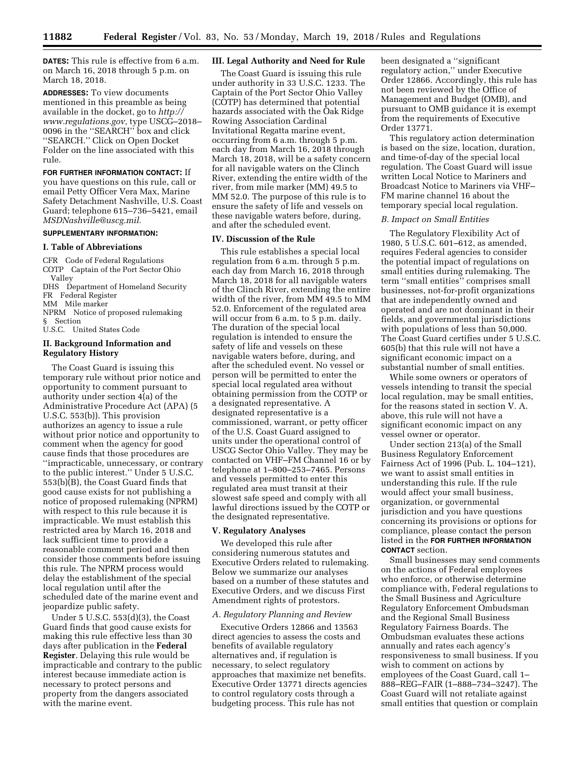**DATES:** This rule is effective from 6 a.m. on March 16, 2018 through 5 p.m. on March 18, 2018.

**ADDRESSES:** To view documents mentioned in this preamble as being available in the docket, go to *http://www.regulations.gov,* type USCG–2018–0096 in the ''SEARCH'' box and click ''SEARCH.'' Click on Open Docket Folder on the line associated with this rule.

**FOR FURTHER INFORMATION CONTACT:** If you have questions on this rule, call or email Petty Officer Vera Max, Marine Safety Detachment Nashville, U.S. Coast Guard; telephone 615–736–5421, email *MSDNashville@uscg.mil.*

**SUPPLEMENTARY INFORMATION:**

## I. Table of Abbreviations

CFR Code of Federal Regulations
COTP Captain of the Port Sector Ohio Valley
DHS Department of Homeland Security
FR Federal Register
MM Mile marker
NPRM Notice of proposed rulemaking
§ Section
U.S.C. United States Code

## II. Background Information and Regulatory History

The Coast Guard is issuing this temporary rule without prior notice and opportunity to comment pursuant to authority under section 4(a) of the Administrative Procedure Act (APA) (5 U.S.C. 553(b)). This provision authorizes an agency to issue a rule without prior notice and opportunity to comment when the agency for good cause finds that those procedures are ''impracticable, unnecessary, or contrary to the public interest.'' Under 5 U.S.C. 553(b)(B), the Coast Guard finds that good cause exists for not publishing a notice of proposed rulemaking (NPRM) with respect to this rule because it is impracticable. We must establish this restricted area by March 16, 2018 and lack sufficient time to provide a reasonable comment period and then consider those comments before issuing this rule. The NPRM process would delay the establishment of the special local regulation until after the scheduled date of the marine event and jeopardize public safety.

Under 5 U.S.C. 553(d)(3), the Coast Guard finds that good cause exists for making this rule effective less than 30 days after publication in the **Federal Register**. Delaying this rule would be impracticable and contrary to the public interest because immediate action is necessary to protect persons and property from the dangers associated with the marine event.

## III. Legal Authority and Need for Rule

The Coast Guard is issuing this rule under authority in 33 U.S.C. 1233. The Captain of the Port Sector Ohio Valley (COTP) has determined that potential hazards associated with the Oak Ridge Rowing Association Cardinal Invitational Regatta marine event, occurring from 6 a.m. through 5 p.m. each day from March 16, 2018 through March 18, 2018, will be a safety concern for all navigable waters on the Clinch River, extending the entire width of the river, from mile marker (MM) 49.5 to MM 52.0. The purpose of this rule is to ensure the safety of life and vessels on these navigable waters before, during, and after the scheduled event.

## IV. Discussion of the Rule

This rule establishes a special local regulation from 6 a.m. through 5 p.m. each day from March 16, 2018 through March 18, 2018 for all navigable waters of the Clinch River, extending the entire width of the river, from MM 49.5 to MM 52.0. Enforcement of the regulated area will occur from 6 a.m. to 5 p.m. daily. The duration of the special local regulation is intended to ensure the safety of life and vessels on these navigable waters before, during, and after the scheduled event. No vessel or person will be permitted to enter the special local regulated area without obtaining permission from the COTP or a designated representative. A designated representative is a commissioned, warrant, or petty officer of the U.S. Coast Guard assigned to units under the operational control of USCG Sector Ohio Valley. They may be contacted on VHF–FM Channel 16 or by telephone at 1–800–253–7465. Persons and vessels permitted to enter this regulated area must transit at their slowest safe speed and comply with all lawful directions issued by the COTP or the designated representative.

## V. Regulatory Analyses

We developed this rule after considering numerous statutes and Executive Orders related to rulemaking. Below we summarize our analyses based on a number of these statutes and Executive Orders, and we discuss First Amendment rights of protestors.

### *A. Regulatory Planning and Review*

Executive Orders 12866 and 13563 direct agencies to assess the costs and benefits of available regulatory alternatives and, if regulation is necessary, to select regulatory approaches that maximize net benefits. Executive Order 13771 directs agencies to control regulatory costs through a budgeting process. This rule has not been designated a ''significant regulatory action,'' under Executive Order 12866. Accordingly, this rule has not been reviewed by the Office of Management and Budget (OMB), and pursuant to OMB guidance it is exempt from the requirements of Executive Order 13771.

This regulatory action determination is based on the size, location, duration, and time-of-day of the special local regulation. The Coast Guard will issue written Local Notice to Mariners and Broadcast Notice to Mariners via VHF–FM marine channel 16 about the temporary special local regulation.

### *B. Impact on Small Entities*

The Regulatory Flexibility Act of 1980, 5 U.S.C. 601–612, as amended, requires Federal agencies to consider the potential impact of regulations on small entities during rulemaking. The term ''small entities'' comprises small businesses, not-for-profit organizations that are independently owned and operated and are not dominant in their fields, and governmental jurisdictions with populations of less than 50,000. The Coast Guard certifies under 5 U.S.C. 605(b) that this rule will not have a significant economic impact on a substantial number of small entities.

While some owners or operators of vessels intending to transit the special local regulation, may be small entities, for the reasons stated in section V. A. above, this rule will not have a significant economic impact on any vessel owner or operator.

Under section 213(a) of the Small Business Regulatory Enforcement Fairness Act of 1996 (Pub. L. 104–121), we want to assist small entities in understanding this rule. If the rule would affect your small business, organization, or governmental jurisdiction and you have questions concerning its provisions or options for compliance, please contact the person listed in the **FOR FURTHER INFORMATION CONTACT** section.

Small businesses may send comments on the actions of Federal employees who enforce, or otherwise determine compliance with, Federal regulations to the Small Business and Agriculture Regulatory Enforcement Ombudsman and the Regional Small Business Regulatory Fairness Boards. The Ombudsman evaluates these actions annually and rates each agency's responsiveness to small business. If you wish to comment on actions by employees of the Coast Guard, call 1–888–REG–FAIR (1–888–734–3247). The Coast Guard will not retaliate against small entities that question or complain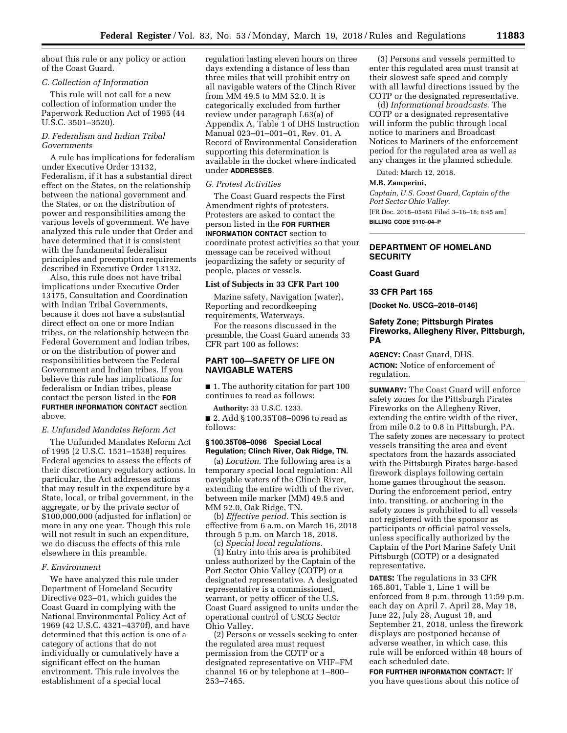about this rule or any policy or action of the Coast Guard.

### C. Collection of Information

This rule will not call for a new collection of information under the Paperwork Reduction Act of 1995 (44 U.S.C. 3501–3520).

### D. Federalism and Indian Tribal Governments

A rule has implications for federalism under Executive Order 13132, Federalism, if it has a substantial direct effect on the States, on the relationship between the national government and the States, or on the distribution of power and responsibilities among the various levels of government. We have analyzed this rule under that Order and have determined that it is consistent with the fundamental federalism principles and preemption requirements described in Executive Order 13132.

Also, this rule does not have tribal implications under Executive Order 13175, Consultation and Coordination with Indian Tribal Governments, because it does not have a substantial direct effect on one or more Indian tribes, on the relationship between the Federal Government and Indian tribes, or on the distribution of power and responsibilities between the Federal Government and Indian tribes. If you believe this rule has implications for federalism or Indian tribes, please contact the person listed in the **FOR FURTHER INFORMATION CONTACT** section above.

### E. Unfunded Mandates Reform Act

The Unfunded Mandates Reform Act of 1995 (2 U.S.C. 1531–1538) requires Federal agencies to assess the effects of their discretionary regulatory actions. In particular, the Act addresses actions that may result in the expenditure by a State, local, or tribal government, in the aggregate, or by the private sector of $100,000,000 (adjusted for inflation) or more in any one year. Though this rule will not result in such an expenditure, we do discuss the effects of this rule elsewhere in this preamble.

### F. Environment

We have analyzed this rule under Department of Homeland Security Directive 023–01, which guides the Coast Guard in complying with the National Environmental Policy Act of 1969 (42 U.S.C. 4321–4370f), and have determined that this action is one of a category of actions that do not individually or cumulatively have a significant effect on the human environment. This rule involves the establishment of a special local regulation lasting eleven hours on three days extending a distance of less than three miles that will prohibit entry on all navigable waters of the Clinch River from MM 49.5 to MM 52.0. It is categorically excluded from further review under paragraph L63(a) of Appendix A, Table 1 of DHS Instruction Manual 023–01–001–01, Rev. 01. A Record of Environmental Consideration supporting this determination is available in the docket where indicated under **ADDRESSES**.

### G. Protest Activities

The Coast Guard respects the First Amendment rights of protesters. Protesters are asked to contact the person listed in the **FOR FURTHER INFORMATION CONTACT** section to coordinate protest activities so that your message can be received without jeopardizing the safety or security of people, places or vessels.

### List of Subjects in 33 CFR Part 100

Marine safety, Navigation (water), Reporting and recordkeeping requirements, Waterways.

For the reasons discussed in the preamble, the Coast Guard amends 33 CFR part 100 as follows:

## PART 100—SAFETY OF LIFE ON NAVIGABLE WATERS

■ 1. The authority citation for part 100 continues to read as follows:

**Authority:** 33 U.S.C. 1233.

■ 2. Add § 100.35T08–0096 to read as follows:

#### § 100.35T08–0096 Special Local Regulation; Clinch River, Oak Ridge, TN.

(a) *Location.* The following area is a temporary special local regulation: All navigable waters of the Clinch River, extending the entire width of the river, between mile marker (MM) 49.5 and MM 52.0, Oak Ridge, TN.

(b) *Effective period.* This section is effective from 6 a.m. on March 16, 2018 through 5 p.m. on March 18, 2018.

(c) *Special local regulations.*

(1) Entry into this area is prohibited unless authorized by the Captain of the Port Sector Ohio Valley (COTP) or a designated representative. A designated representative is a commissioned, warrant, or petty officer of the U.S. Coast Guard assigned to units under the operational control of USCG Sector Ohio Valley.

(2) Persons or vessels seeking to enter the regulated area must request permission from the COTP or a designated representative on VHF–FM channel 16 or by telephone at 1–800–253–7465.

(3) Persons and vessels permitted to enter this regulated area must transit at their slowest safe speed and comply with all lawful directions issued by the COTP or the designated representative.

(d) *Informational broadcasts.* The COTP or a designated representative will inform the public through local notice to mariners and Broadcast Notices to Mariners of the enforcement period for the regulated area as well as any changes in the planned schedule.

Dated: March 12, 2018.

**M.B. Zamperini,**

*Captain, U.S. Coast Guard, Captain of the Port Sector Ohio Valley.*

[FR Doc. 2018–05461 Filed 3–16–18; 8:45 am]

**BILLING CODE 9110–04–P**

---

## DEPARTMENT OF HOMELAND SECURITY

## Coast Guard

## 33 CFR Part 165

**[Docket No. USCG–2018–0146]**

## Safety Zone; Pittsburgh Pirates Fireworks, Allegheny River, Pittsburgh, PA

**AGENCY:** Coast Guard, DHS.

**ACTION:** Notice of enforcement of regulation.

**SUMMARY:** The Coast Guard will enforce safety zones for the Pittsburgh Pirates Fireworks on the Allegheny River, extending the entire width of the river, from mile 0.2 to 0.8 in Pittsburgh, PA. The safety zones are necessary to protect vessels transiting the area and event spectators from the hazards associated with the Pittsburgh Pirates barge-based firework displays following certain home games throughout the season. During the enforcement period, entry into, transiting, or anchoring in the safety zones is prohibited to all vessels not registered with the sponsor as participants or official patrol vessels, unless specifically authorized by the Captain of the Port Marine Safety Unit Pittsburgh (COTP) or a designated representative.

**DATES:** The regulations in 33 CFR 165.801, Table 1, Line 1 will be enforced from 8 p.m. through 11:59 p.m. each day on April 7, April 28, May 18, June 22, July 28, August 18, and September 21, 2018, unless the firework displays are postponed because of adverse weather, in which case, this rule will be enforced within 48 hours of each scheduled date.

**FOR FURTHER INFORMATION CONTACT:** If you have questions about this notice of